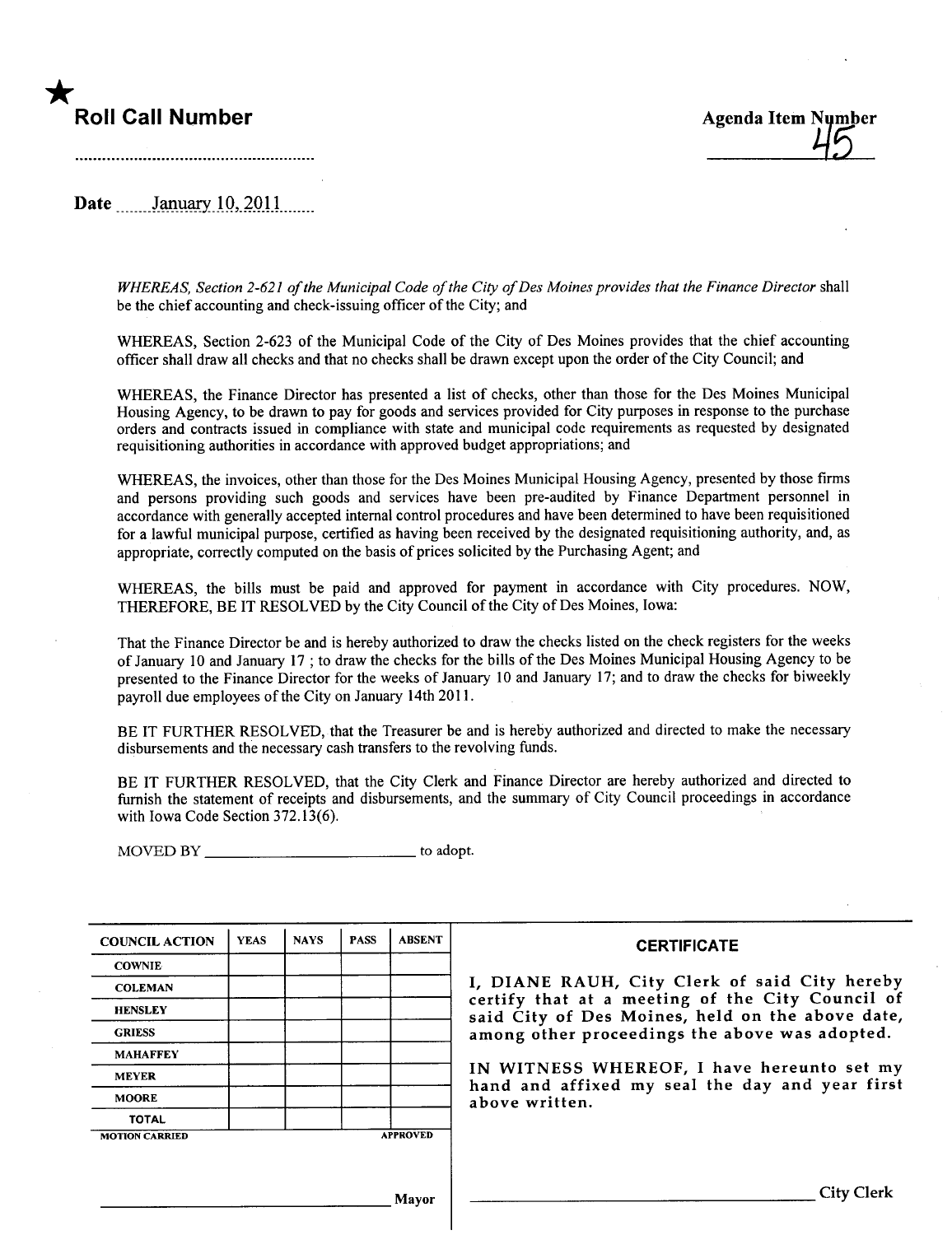★

**Roll Call Number**

........................................................

**Agenda Item Number**

45

**Date** January 10, 2011

*WHEREAS, Section 2-621 of the Municipal Code of the City of Des Moines provides that the Finance Director* shall be the chief accounting and check-issuing officer of the City; and

WHEREAS, Section 2-623 of the Municipal Code of the City of Des Moines provides that the chief accounting officer shall draw all checks and that no checks shall be drawn except upon the order of the City Council; and

WHEREAS, the Finance Director has presented a list of checks, other than those for the Des Moines Municipal Housing Agency, to be drawn to pay for goods and services provided for City purposes in response to the purchase orders and contracts issued in compliance with state and municipal code requirements as requested by designated requisitioning authorities in accordance with approved budget appropriations; and

WHEREAS, the invoices, other than those for the Des Moines Municipal Housing Agency, presented by those firms and persons providing such goods and services have been pre-audited by Finance Department personnel in accordance with generally accepted internal control procedures and have been determined to have been requisitioned for a lawful municipal purpose, certified as having been received by the designated requisitioning authority, and, as appropriate, correctly computed on the basis of prices solicited by the Purchasing Agent; and

WHEREAS, the bills must be paid and approved for payment in accordance with City procedures. NOW, THEREFORE, BE IT RESOLVED by the City Council of the City of Des Moines, Iowa:

That the Finance Director be and is hereby authorized to draw the checks listed on the check registers for the weeks of January 10 and January 17 ; to draw the checks for the bills of the Des Moines Municipal Housing Agency to be presented to the Finance Director for the weeks of January 10 and January 17; and to draw the checks for biweekly payroll due employees of the City on January 14th 2011.

BE IT FURTHER RESOLVED, that the Treasurer be and is hereby authorized and directed to make the necessary disbursements and the necessary cash transfers to the revolving funds.

BE IT FURTHER RESOLVED, that the City Clerk and Finance Director are hereby authorized and directed to furnish the statement of receipts and disbursements, and the summary of City Council proceedings in accordance with Iowa Code Section 372.13(6).

MOVED BY ____________________________ to adopt.

| COUNCIL ACTION | YEAS | NAYS | PASS | ABSENT |
|---|---|---|---|---|
| COWNIE | | | | |
| COLEMAN | | | | |
| HENSLEY | | | | |
| GRIESS | | | | |
| MAHAFFEY | | | | |
| MEYER | | | | |
| MOORE | | | | |
| TOTAL | | | | |

MOTION CARRIED APPROVED

____________________________ Mayor

**CERTIFICATE**

I, DIANE RAUH, City Clerk of said City hereby certify that at a meeting of the City Council of said City of Des Moines, held on the above date, among other proceedings the above was adopted.

IN WITNESS WHEREOF, I have hereunto set my hand and affixed my seal the day and year first above written.

____________________________ City Clerk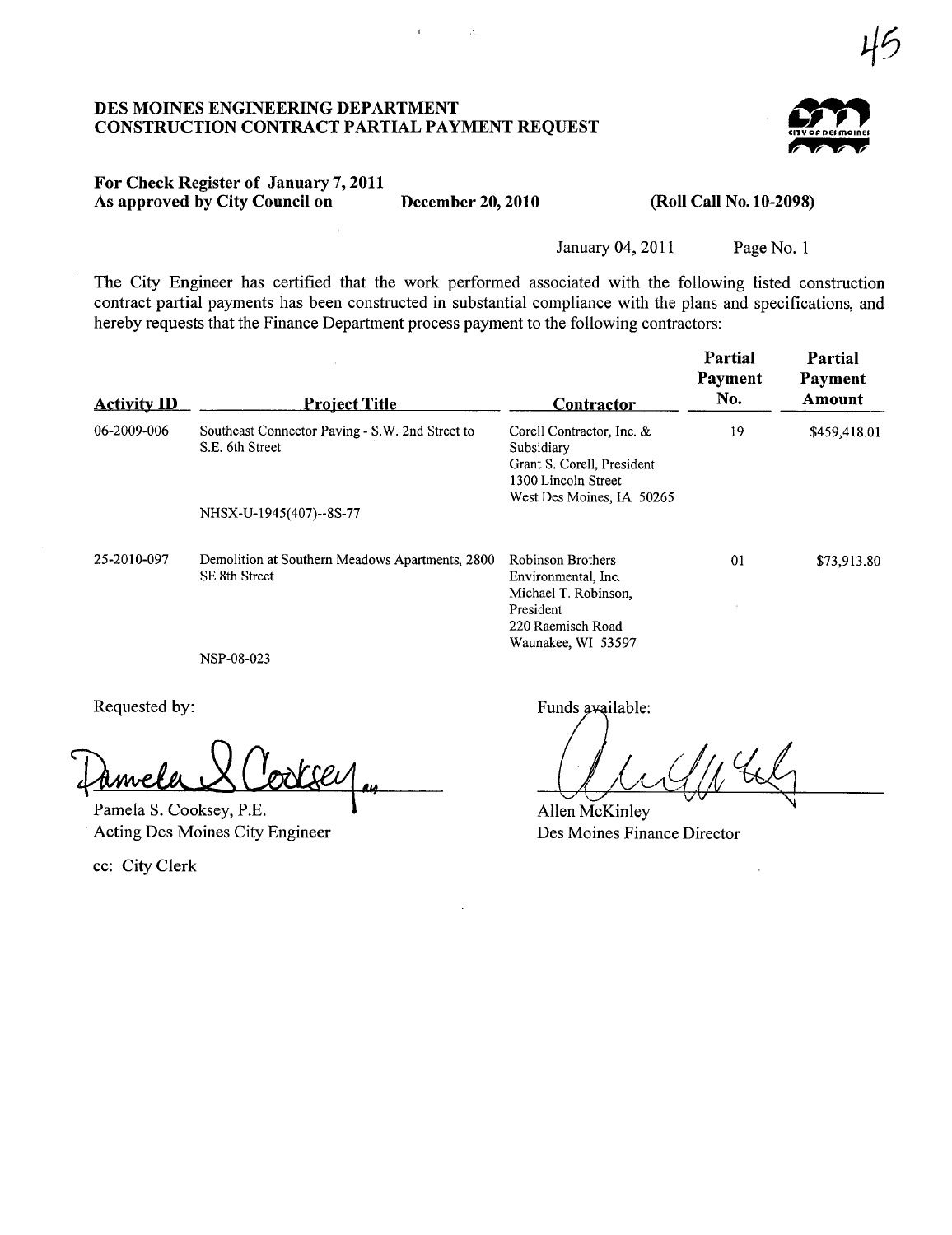45

**DES MOINES ENGINEERING DEPARTMENT**
**CONSTRUCTION CONTRACT PARTIAL PAYMENT REQUEST**

**For Check Register of January 7, 2011**
**As approved by City Council on December 20, 2010 (Roll Call No. 10-2098)**

January 04, 2011 Page No. 1

The City Engineer has certified that the work performed associated with the following listed construction contract partial payments has been constructed in substantial compliance with the plans and specifications, and hereby requests that the Finance Department process payment to the following contractors:

| Activity ID | Project Title | Contractor | Partial Payment No. | Partial Payment Amount |
|---|---|---|---|---|
| 06-2009-006 | Southeast Connector Paving - S.W. 2nd Street to S.E. 6th Street<br><br>NHSX-U-1945(407)--8S-77 | Corell Contractor, Inc. & Subsidiary<br>Grant S. Corell, President<br>1300 Lincoln Street<br>West Des Moines, IA 50265 | 19 | $459,418.01 |
| 25-2010-097 | Demolition at Southern Meadows Apartments, 2800 SE 8th Street<br><br>NSP-08-023 | Robinson Brothers Environmental, Inc.<br>Michael T. Robinson, President<br>220 Raemisch Road<br>Waunakee, WI 53597 | 01 | $73,913.80 |

Requested by:

Pamela S. Cooksey, P.E.
Acting Des Moines City Engineer

cc: City Clerk

Funds available:

Allen McKinley
Des Moines Finance Director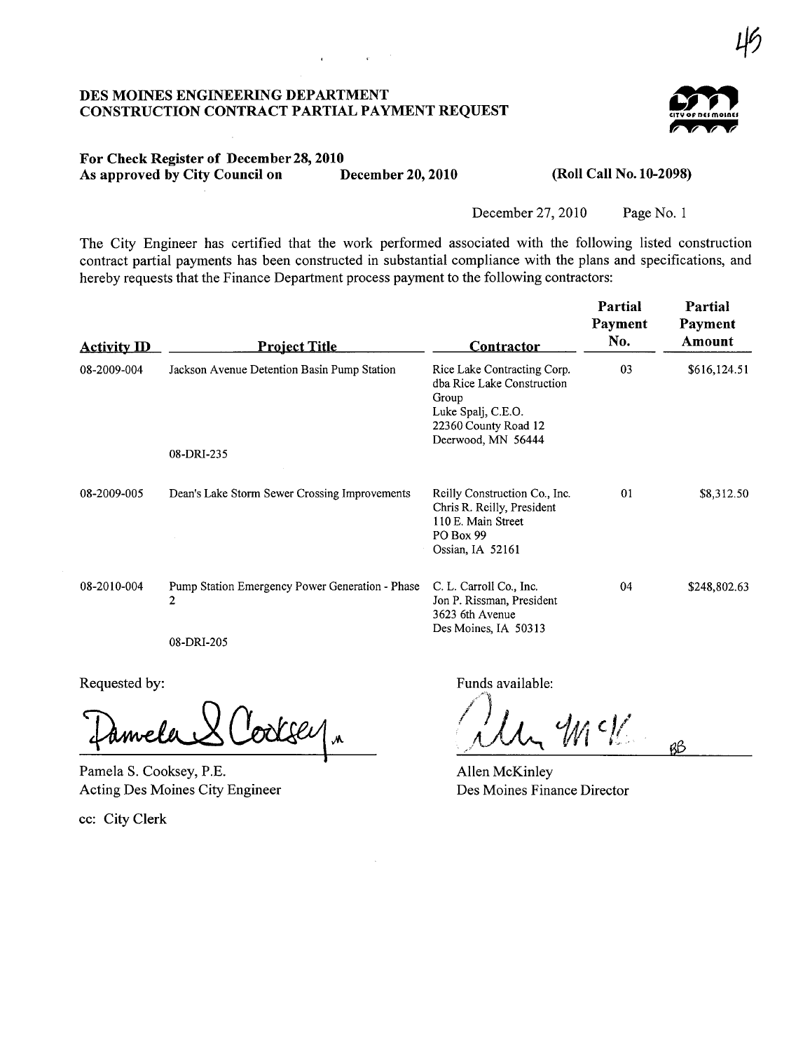# DES MOINES ENGINEERING DEPARTMENT
# CONSTRUCTION CONTRACT PARTIAL PAYMENT REQUEST

**For Check Register of December 28, 2010**
**As approved by City Council on December 20, 2010 (Roll Call No. 10-2098)**

December 27, 2010 Page No. 1

The City Engineer has certified that the work performed associated with the following listed construction contract partial payments has been constructed in substantial compliance with the plans and specifications, and hereby requests that the Finance Department process payment to the following contractors:

| Activity ID | Project Title | Contractor | Partial Payment No. | Partial Payment Amount |
|---|---|---|---|---|
| 08-2009-004 | Jackson Avenue Detention Basin Pump Station<br>08-DRI-235 | Rice Lake Contracting Corp. dba Rice Lake Construction Group<br>Luke Spalj, C.E.O.<br>22360 County Road 12<br>Deerwood, MN 56444 | 03 | $616,124.51 |
| 08-2009-005 | Dean's Lake Storm Sewer Crossing Improvements | Reilly Construction Co., Inc.<br>Chris R. Reilly, President<br>110 E. Main Street<br>PO Box 99<br>Ossian, IA 52161 | 01 | $8,312.50 |
| 08-2010-004 | Pump Station Emergency Power Generation - Phase 2<br>08-DRI-205 | C. L. Carroll Co., Inc.<br>Jon P. Rissman, President<br>3623 6th Avenue<br>Des Moines, IA 50313 | 04 | $248,802.63 |

Requested by:

Pamela S. Cooksey, P.E.
Acting Des Moines City Engineer

cc: City Clerk

Funds available:

Allen McKinley
Des Moines Finance Director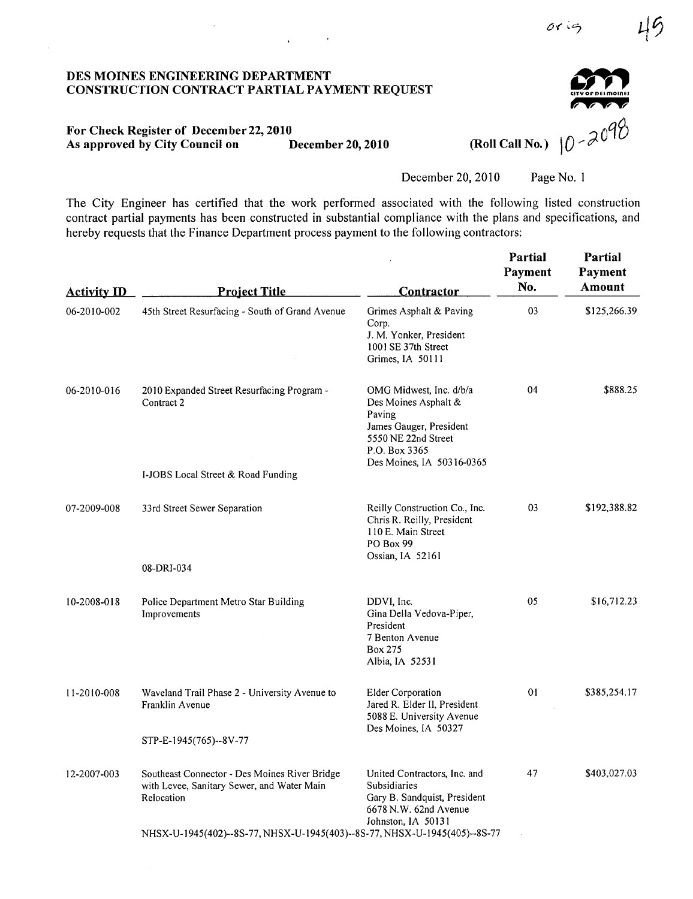orig 45

# DES MOINES ENGINEERING DEPARTMENT
# CONSTRUCTION CONTRACT PARTIAL PAYMENT REQUEST

**For Check Register of December 22, 2010**
**As approved by City Council on December 20, 2010** **(Roll Call No.)** 10-2098

December 20, 2010 Page No. 1

The City Engineer has certified that the work performed associated with the following listed construction contract partial payments has been constructed in substantial compliance with the plans and specifications, and hereby requests that the Finance Department process payment to the following contractors:

| Activity ID | Project Title | Contractor | Partial Payment No. | Partial Payment Amount |
|---|---|---|---|---|
| 06-2010-002 | 45th Street Resurfacing - South of Grand Avenue | Grimes Asphalt & Paving Corp.<br>J. M. Yonker, President<br>1001 SE 37th Street<br>Grimes, IA 50111 | 03 | $125,266.39 |
| 06-2010-016 | 2010 Expanded Street Resurfacing Program - Contract 2<br><br>I-JOBS Local Street & Road Funding | OMG Midwest, Inc. d/b/a Des Moines Asphalt & Paving<br>James Gauger, President<br>5550 NE 22nd Street<br>P.O. Box 3365<br>Des Moines, IA 50316-0365 | 04 | $888.25 |
| 07-2009-008 | 33rd Street Sewer Separation<br><br>08-DRI-034 | Reilly Construction Co., Inc.<br>Chris R. Reilly, President<br>110 E. Main Street<br>PO Box 99<br>Ossian, IA 52161 | 03 | $192,388.82 |
| 10-2008-018 | Police Department Metro Star Building Improvements | DDVI, Inc.<br>Gina Della Vedova-Piper, President<br>7 Benton Avenue<br>Box 275<br>Albia, IA 52531 | 05 | $16,712.23 |
| 11-2010-008 | Waveland Trail Phase 2 - University Avenue to Franklin Avenue<br><br>STP-E-1945(765)--8V-77 | Elder Corporation<br>Jared R. Elder II, President<br>5088 E. University Avenue<br>Des Moines, IA 50327 | 01 | $385,254.17 |
| 12-2007-003 | Southeast Connector - Des Moines River Bridge with Levee, Sanitary Sewer, and Water Main Relocation<br><br>NHSX-U-1945(402)--8S-77, NHSX-U-1945(403)--8S-77, NHSX-U-1945(405)--8S-77 | United Contractors, Inc. and Subsidiaries<br>Gary B. Sandquist, President<br>6678 N.W. 62nd Avenue<br>Johnston, IA 50131 | 47 | $403,027.03 |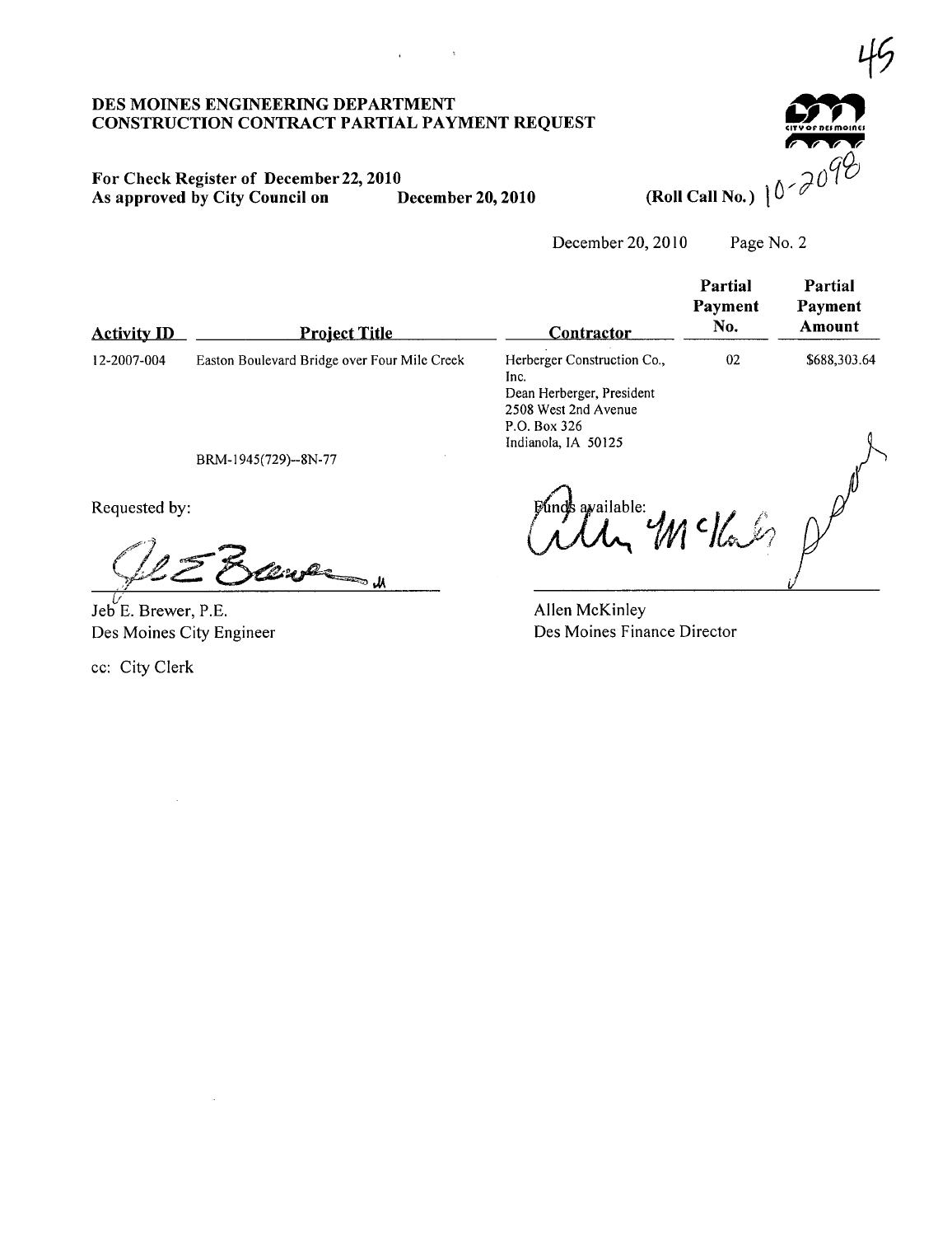45

**DES MOINES ENGINEERING DEPARTMENT**
**CONSTRUCTION CONTRACT PARTIAL PAYMENT REQUEST**

**For Check Register of December 22, 2010**
**As approved by City Council on December 20, 2010**

**(Roll Call No.)** 10-2098

December 20, 2010 Page No. 2

| Activity ID | Project Title | Contractor | Partial Payment No. | Partial Payment Amount |
|---|---|---|---|---|
| 12-2007-004 | Easton Boulevard Bridge over Four Mile Creek<br><br>BRM-1945(729)--8N-77 | Herberger Construction Co., Inc.<br>Dean Herberger, President<br>2508 West 2nd Avenue<br>P.O. Box 326<br>Indianola, IA 50125 | 02 | $688,303.64 |

Requested by:

Jeb E. Brewer, P.E.
Des Moines City Engineer

Funds available:

Allen McKinley
Des Moines Finance Director

cc: City Clerk